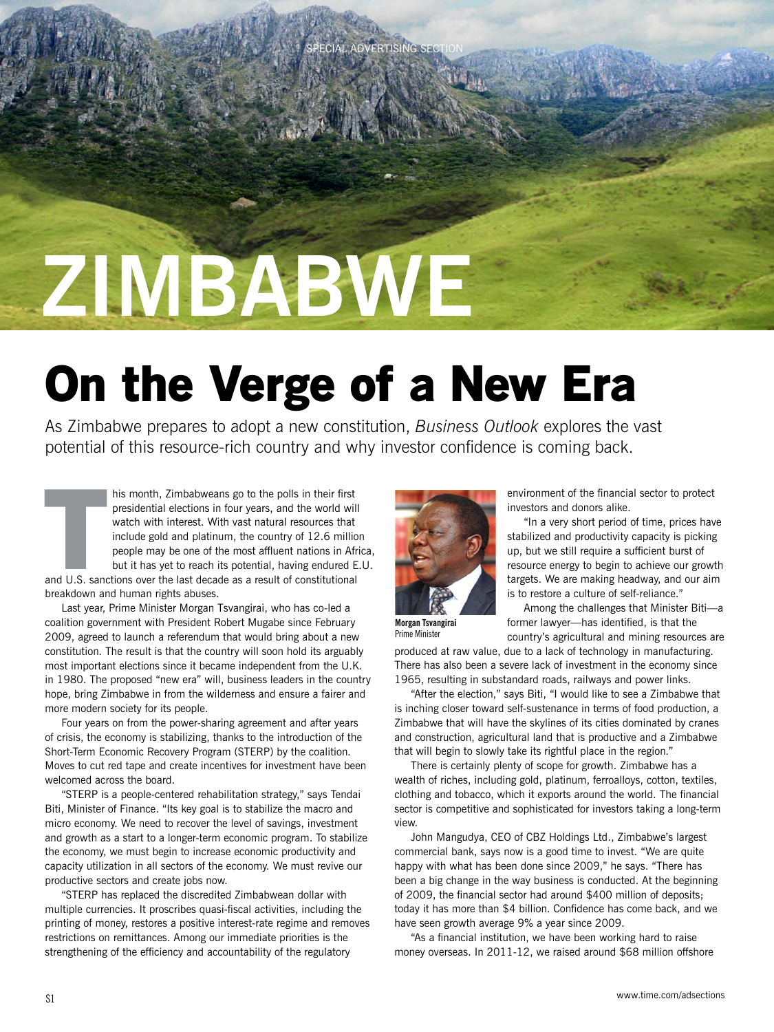SPECIAL ADVERTISING SECTION

# ZIMBABWE

# On the Verge of a New Era

As Zimbabwe prepares to adopt a new constitution, *Business Outlook* explores the vast potential of this resource-rich country and why investor confidence is coming back.

This month, Zimbabweans go to the polls in their first presidential elections in four years, and the world will watch with interest. With vast natural resources that include gold and platinum, the country of 12.6 million people may be one of the most affluent nations in Africa, but it has yet to reach its potential, having endured E.U. and U.S. sanctions over the last decade as a result of constitutional breakdown and human rights abuses.

Last year, Prime Minister Morgan Tsvangirai, who has co-led a coalition government with President Robert Mugabe since February 2009, agreed to launch a referendum that would bring about a new constitution. The result is that the country will soon hold its arguably most important elections since it became independent from the U.K. in 1980. The proposed "new era" will, business leaders in the country hope, bring Zimbabwe in from the wilderness and ensure a fairer and more modern society for its people.

Four years on from the power-sharing agreement and after years of crisis, the economy is stabilizing, thanks to the introduction of the Short-Term Economic Recovery Program (STERP) by the coalition. Moves to cut red tape and create incentives for investment have been welcomed across the board.

"STERP is a people-centered rehabilitation strategy," says Tendai Biti, Minister of Finance. "Its key goal is to stabilize the macro and micro economy. We need to recover the level of savings, investment and growth as a start to a longer-term economic program. To stabilize the economy, we must begin to increase economic productivity and capacity utilization in all sectors of the economy. We must revive our productive sectors and create jobs now.

"STERP has replaced the discredited Zimbabwean dollar with multiple currencies. It proscribes quasi-fiscal activities, including the printing of money, restores a positive interest-rate regime and removes restrictions on remittances. Among our immediate priorities is the strengthening of the efficiency and accountability of the regulatory environment of the financial sector to protect investors and donors alike.

**Morgan Tsvangirai**
Prime Minister

"In a very short period of time, prices have stabilized and productivity capacity is picking up, but we still require a sufficient burst of resource energy to begin to achieve our growth targets. We are making headway, and our aim is to restore a culture of self-reliance."

Among the challenges that Minister Biti—a former lawyer—has identified, is that the country's agricultural and mining resources are produced at raw value, due to a lack of technology in manufacturing. There has also been a severe lack of investment in the economy since 1965, resulting in substandard roads, railways and power links.

"After the election," says Biti, "I would like to see a Zimbabwe that is inching closer toward self-sustenance in terms of food production, a Zimbabwe that will have the skylines of its cities dominated by cranes and construction, agricultural land that is productive and a Zimbabwe that will begin to slowly take its rightful place in the region."

There is certainly plenty of scope for growth. Zimbabwe has a wealth of riches, including gold, platinum, ferroalloys, cotton, textiles, clothing and tobacco, which it exports around the world. The financial sector is competitive and sophisticated for investors taking a long-term view.

John Mangudya, CEO of CBZ Holdings Ltd., Zimbabwe's largest commercial bank, says now is a good time to invest. "We are quite happy with what has been done since 2009," he says. "There has been a big change in the way business is conducted. At the beginning of 2009, the financial sector had around $400 million of deposits; today it has more than $4 billion. Confidence has come back, and we have seen growth average 9% a year since 2009.

"As a financial institution, we have been working hard to raise money overseas. In 2011-12, we raised around $68 million offshore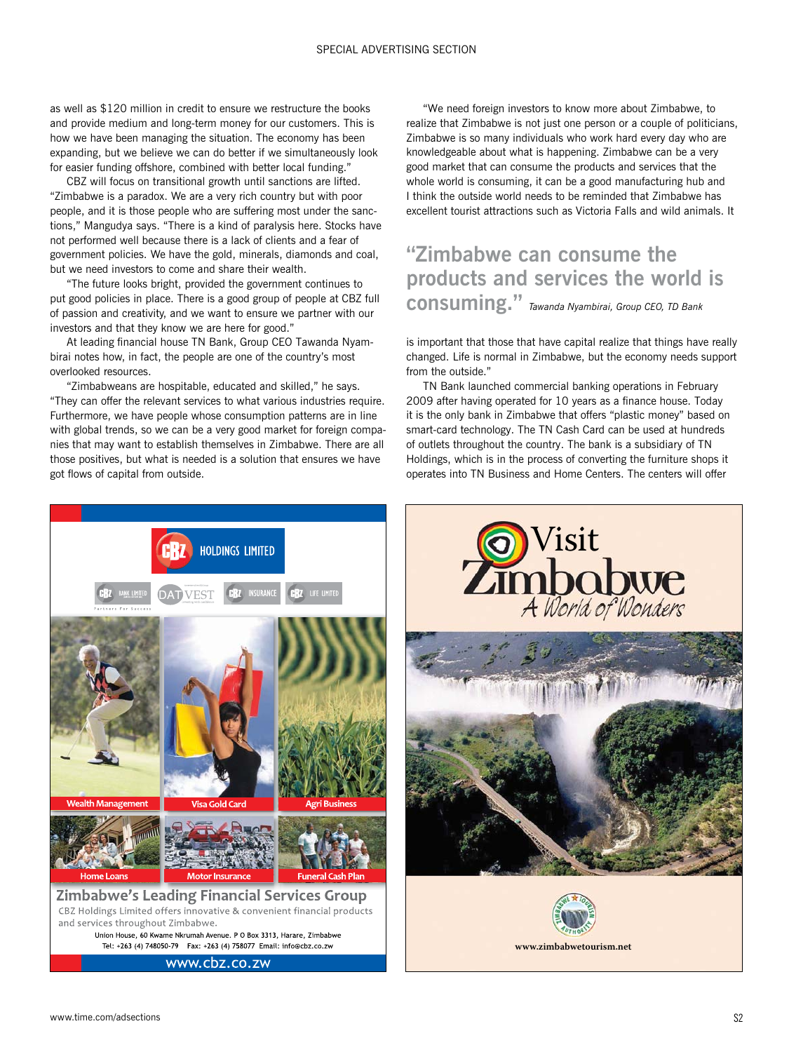as well as $120 million in credit to ensure we restructure the books and provide medium and long-term money for our customers. This is how we have been managing the situation. The economy has been expanding, but we believe we can do better if we simultaneously look for easier funding offshore, combined with better local funding."

CBZ will focus on transitional growth until sanctions are lifted. "Zimbabwe is a paradox. We are a very rich country but with poor people, and it is those people who are suffering most under the sanctions," Mangudya says. "There is a kind of paralysis here. Stocks have not performed well because there is a lack of clients and a fear of government policies. We have the gold, minerals, diamonds and coal, but we need investors to come and share their wealth.

"The future looks bright, provided the government continues to put good policies in place. There is a good group of people at CBZ full of passion and creativity, and we want to ensure we partner with our investors and that they know we are here for good."

At leading financial house TN Bank, Group CEO Tawanda Nyambirai notes how, in fact, the people are one of the country's most overlooked resources.

"Zimbabweans are hospitable, educated and skilled," he says. "They can offer the relevant services to what various industries require. Furthermore, we have people whose consumption patterns are in line with global trends, so we can be a very good market for foreign companies that may want to establish themselves in Zimbabwe. There are all those positives, but what is needed is a solution that ensures we have got flows of capital from outside.

"We need foreign investors to know more about Zimbabwe, to realize that Zimbabwe is not just one person or a couple of politicians, Zimbabwe is so many individuals who work hard every day who are knowledgeable about what is happening. Zimbabwe can be a very good market that can consume the products and services that the whole world is consuming, it can be a good manufacturing hub and I think the outside world needs to be reminded that Zimbabwe has excellent tourist attractions such as Victoria Falls and wild animals. It is important that those that have capital realize that things have really changed. Life is normal in Zimbabwe, but the economy needs support from the outside."

> **"Zimbabwe can consume the products and services the world is consuming."** *Tawanda Nyambirai, Group CEO, TD Bank*

TN Bank launched commercial banking operations in February 2009 after having operated for 10 years as a finance house. Today it is the only bank in Zimbabwe that offers "plastic money" based on smart-card technology. The TN Cash Card can be used at hundreds of outlets throughout the country. The bank is a subsidiary of TN Holdings, which is in the process of converting the furniture shops it operates into TN Business and Home Centers. The centers will offer

**CBZ HOLDINGS LIMITED**

CBZ BANK LIMITED | DATVEST | CBZ INSURANCE | CBZ LIFE LIMITED

Wealth Management | Visa Gold Card | Agri Business | Home Loans | Motor Insurance | Funeral Cash Plan

**Zimbabwe's Leading Financial Services Group**

CBZ Holdings Limited offers innovative & convenient financial products and services throughout Zimbabwe.

Union House, 60 Kwame Nkrumah Avenue. P O Box 3313, Harare, Zimbabwe
Tel: +263 (4) 748050-79 Fax: +263 (4) 758077 Email: info@cbz.co.zw

www.cbz.co.zw

**Visit Zimbabwe**
*A World of Wonders*

www.zimbabwetourism.net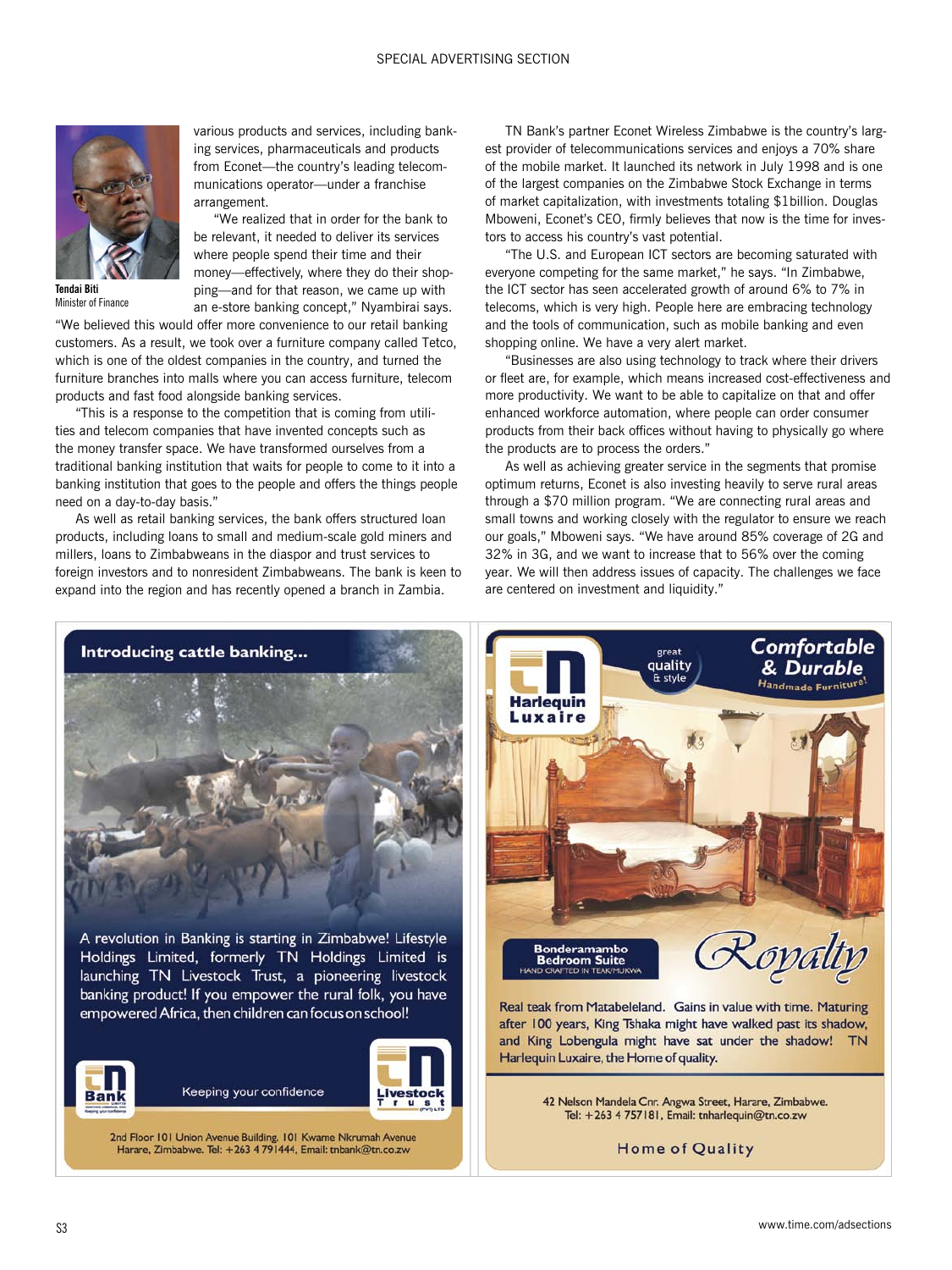Tendai Biti
Minister of Finance

various products and services, including banking services, pharmaceuticals and products from Econet—the country's leading telecommunications operator—under a franchise arrangement.

"We realized that in order for the bank to be relevant, it needed to deliver its services where people spend their time and their money—effectively, where they do their shopping—and for that reason, we came up with an e-store banking concept," Nyambirai says. "We believed this would offer more convenience to our retail banking customers. As a result, we took over a furniture company called Tetco, which is one of the oldest companies in the country, and turned the furniture branches into malls where you can access furniture, telecom products and fast food alongside banking services.

"This is a response to the competition that is coming from utilities and telecom companies that have invented concepts such as the money transfer space. We have transformed ourselves from a traditional banking institution that waits for people to come to it into a banking institution that goes to the people and offers the things people need on a day-to-day basis."

As well as retail banking services, the bank offers structured loan products, including loans to small and medium-scale gold miners and millers, loans to Zimbabweans in the diaspor and trust services to foreign investors and to nonresident Zimbabweans. The bank is keen to expand into the region and has recently opened a branch in Zambia.

TN Bank's partner Econet Wireless Zimbabwe is the country's largest provider of telecommunications services and enjoys a 70% share of the mobile market. It launched its network in July 1998 and is one of the largest companies on the Zimbabwe Stock Exchange in terms of market capitalization, with investments totaling $1billion. Douglas Mboweni, Econet's CEO, firmly believes that now is the time for investors to access his country's vast potential.

"The U.S. and European ICT sectors are becoming saturated with everyone competing for the same market," he says. "In Zimbabwe, the ICT sector has seen accelerated growth of around 6% to 7% in telecoms, which is very high. People here are embracing technology and the tools of communication, such as mobile banking and even shopping online. We have a very alert market.

"Businesses are also using technology to track where their drivers or fleet are, for example, which means increased cost-effectiveness and more productivity. We want to be able to capitalize on that and offer enhanced workforce automation, where people can order consumer products from their back offices without having to physically go where the products are to process the orders."

As well as achieving greater service in the segments that promise optimum returns, Econet is also investing heavily to serve rural areas through a $70 million program. "We are connecting rural areas and small towns and working closely with the regulator to ensure we reach our goals," Mboweni says. "We have around 85% coverage of 2G and 32% in 3G, and we want to increase that to 56% over the coming year. We will then address issues of capacity. The challenges we face are centered on investment and liquidity."

**Introducing cattle banking...**

A revolution in Banking is starting in Zimbabwe! Lifestyle Holdings Limited, formerly TN Holdings Limited is launching TN Livestock Trust, a pioneering livestock banking product! If you empower the rural folk, you have empowered Africa, then children can focus on school!

Bank — Keeping your confidence — Livestock Trust (PVT) LTD

2nd Floor 101 Union Avenue Building. 101 Kwame Nkrumah Avenue Harare, Zimbabwe. Tel: +263 4 791444, Email: tnbank@tn.co.zw

**Harlequin Luxaire** — great quality & style — **Comfortable & Durable** Handmade Furniture!

Bonderamambo Bedroom Suite
HAND CRAFTED IN TEAK/MUKWA

*Royalty*

Real teak from Matabeleland. Gains in value with time. Maturing after 100 years, King Tshaka might have walked past its shadow, and King Lobengula might have sat under the shadow! TN Harlequin Luxaire, the Home of quality.

42 Nelson Mandela Cnr. Angwa Street, Harare, Zimbabwe.
Tel: +263 4 757181, Email: tnharlequin@tn.co.zw

Home of Quality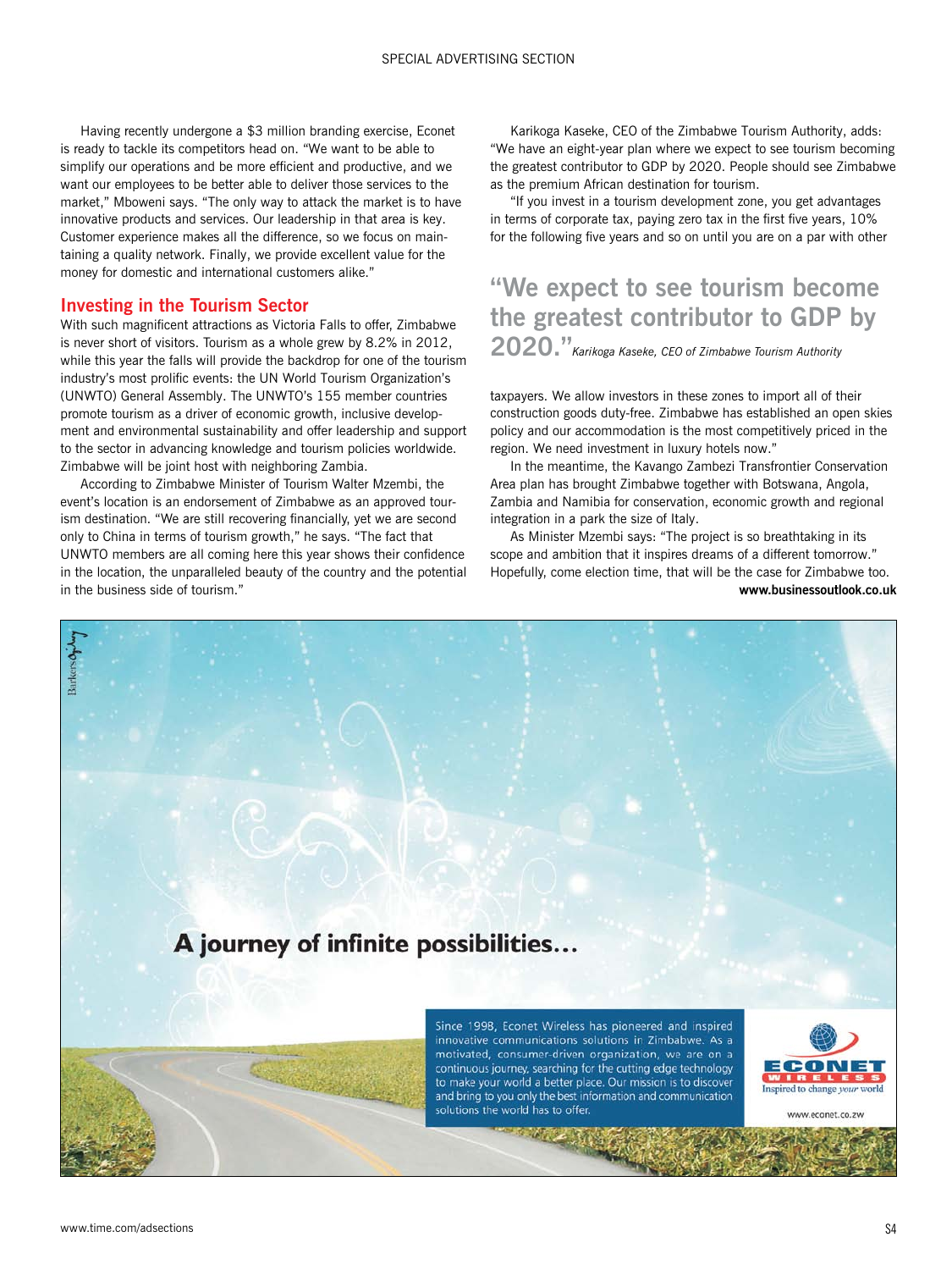Having recently undergone a $3 million branding exercise, Econet is ready to tackle its competitors head on. "We want to be able to simplify our operations and be more efficient and productive, and we want our employees to be better able to deliver those services to the market," Mboweni says. "The only way to attack the market is to have innovative products and services. Our leadership in that area is key. Customer experience makes all the difference, so we focus on maintaining a quality network. Finally, we provide excellent value for the money for domestic and international customers alike."

## Investing in the Tourism Sector

With such magnificent attractions as Victoria Falls to offer, Zimbabwe is never short of visitors. Tourism as a whole grew by 8.2% in 2012, while this year the falls will provide the backdrop for one of the tourism industry's most prolific events: the UN World Tourism Organization's (UNWTO) General Assembly. The UNWTO's 155 member countries promote tourism as a driver of economic growth, inclusive development and environmental sustainability and offer leadership and support to the sector in advancing knowledge and tourism policies worldwide. Zimbabwe will be joint host with neighboring Zambia.

According to Zimbabwe Minister of Tourism Walter Mzembi, the event's location is an endorsement of Zimbabwe as an approved tourism destination. "We are still recovering financially, yet we are second only to China in terms of tourism growth," he says. "The fact that UNWTO members are all coming here this year shows their confidence in the location, the unparalleled beauty of the country and the potential in the business side of tourism."

Karikoga Kaseke, CEO of the Zimbabwe Tourism Authority, adds: "We have an eight-year plan where we expect to see tourism becoming the greatest contributor to GDP by 2020. People should see Zimbabwe as the premium African destination for tourism.

"If you invest in a tourism development zone, you get advantages in terms of corporate tax, paying zero tax in the first five years, 10% for the following five years and so on until you are on a par with other taxpayers. We allow investors in these zones to import all of their construction goods duty-free. Zimbabwe has established an open skies policy and our accommodation is the most competitively priced in the region. We need investment in luxury hotels now."

> **"We expect to see tourism become the greatest contributor to GDP by 2020."** *Karikoga Kaseke, CEO of Zimbabwe Tourism Authority*

In the meantime, the Kavango Zambezi Transfrontier Conservation Area plan has brought Zimbabwe together with Botswana, Angola, Zambia and Namibia for conservation, economic growth and regional integration in a park the size of Italy.

As Minister Mzembi says: "The project is so breathtaking in its scope and ambition that it inspires dreams of a different tomorrow." Hopefully, come election time, that will be the case for Zimbabwe too.

**www.businessoutlook.co.uk**

**A journey of infinite possibilities...**

Since 1998, Econet Wireless has pioneered and inspired innovative communications solutions in Zimbabwe. As a motivated, consumer-driven organization, we are on a continuous journey, searching for the cutting edge technology to make your world a better place. Our mission is to discover and bring to you only the best information and communication solutions the world has to offer.

ECONET WIRELESS
Inspired to change *your* world

www.econet.co.zw